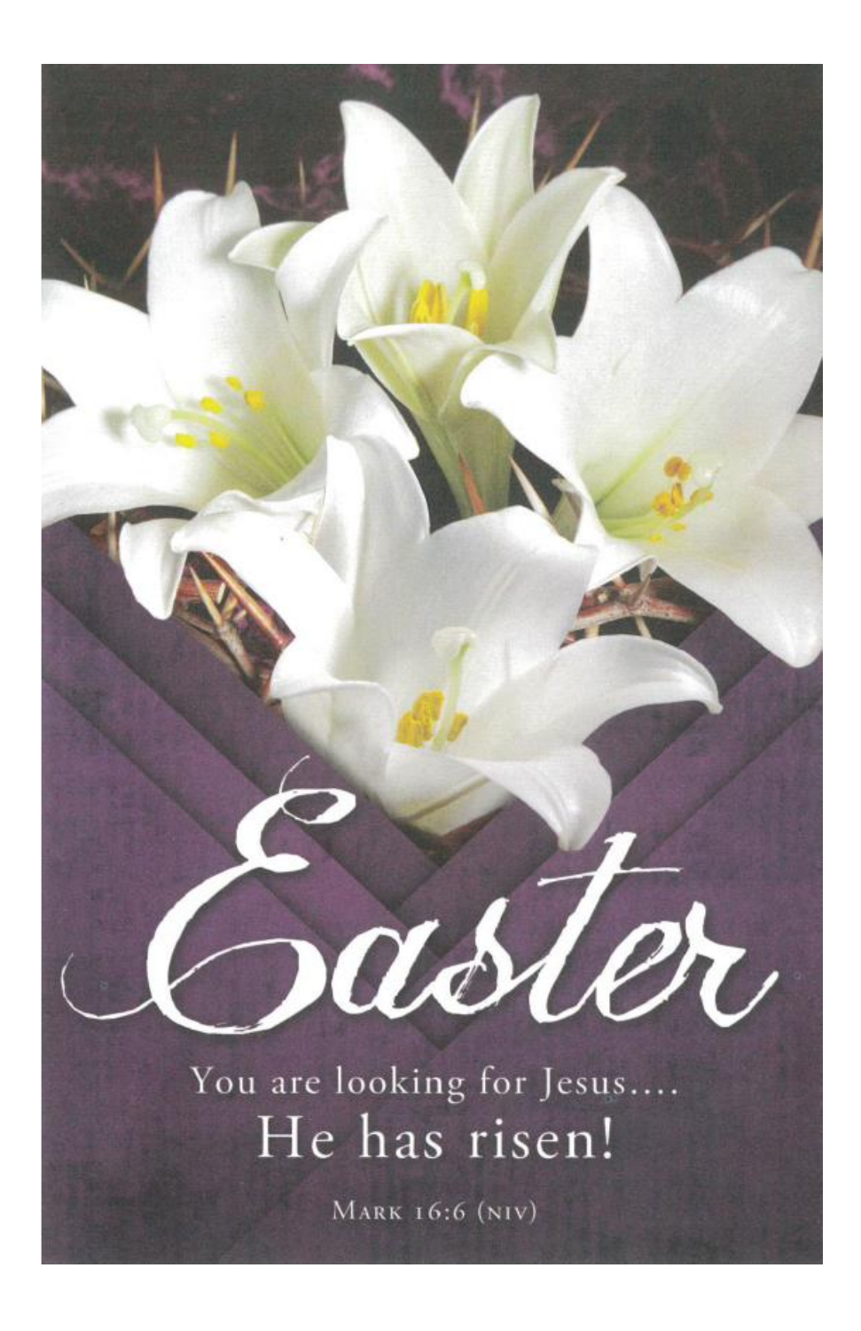# Easter

You are looking for Jesus....
He has risen!

MARK 16:6 (NIV)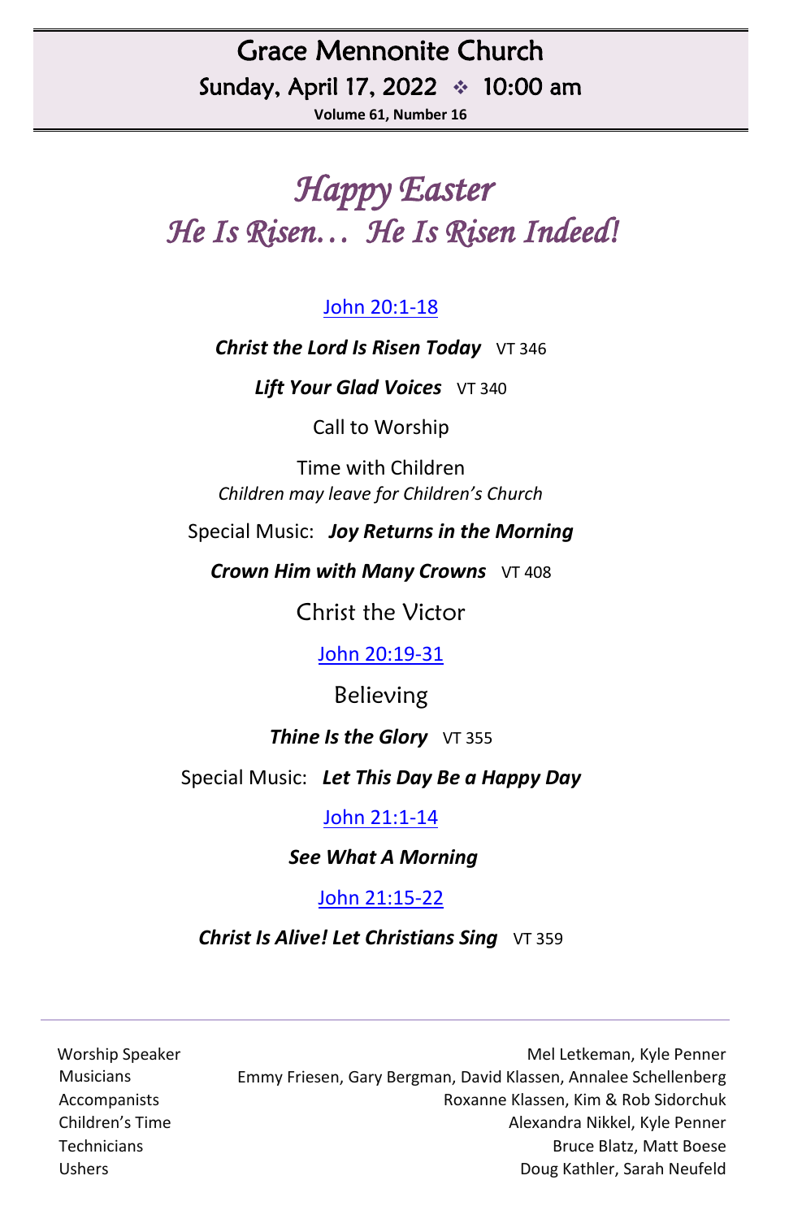# Grace Mennonite Church

## Sunday, April 17, 2022 ❖ 10:00 am

**Volume 61, Number 16**

# *Happy Easter*
## *He Is Risen… He Is Risen Indeed!*

[John 20:1-18]

***Christ the Lord Is Risen Today*** VT 346

***Lift Your Glad Voices*** VT 340

Call to Worship

Time with Children
*Children may leave for Children's Church*

Special Music: ***Joy Returns in the Morning***

***Crown Him with Many Crowns*** VT 408

Christ the Victor

[John 20:19-31]

Believing

***Thine Is the Glory*** VT 355

Special Music: ***Let This Day Be a Happy Day***

[John 21:1-14]

***See What A Morning***

[John 21:15-22]

***Christ Is Alive! Let Christians Sing*** VT 359

---

| | |
|---|---|
| Worship Speaker | Mel Letkeman, Kyle Penner |
| Musicians | Emmy Friesen, Gary Bergman, David Klassen, Annalee Schellenberg |
| Accompanists | Roxanne Klassen, Kim & Rob Sidorchuk |
| Children's Time | Alexandra Nikkel, Kyle Penner |
| Technicians | Bruce Blatz, Matt Boese |
| Ushers | Doug Kathler, Sarah Neufeld |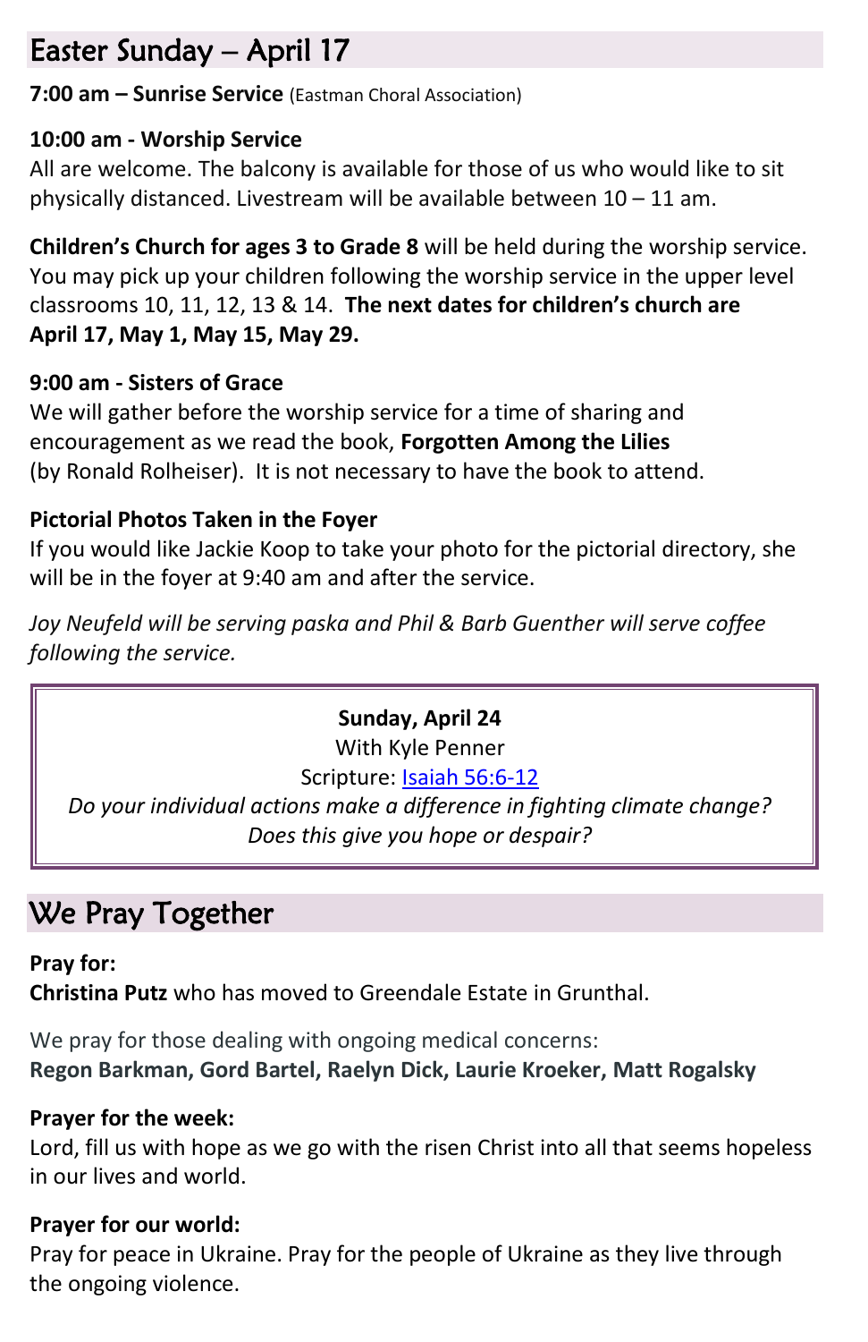## Easter Sunday – April 17

**7:00 am – Sunrise Service** (Eastman Choral Association)

**10:00 am - Worship Service**
All are welcome. The balcony is available for those of us who would like to sit physically distanced. Livestream will be available between 10 – 11 am.

**Children's Church for ages 3 to Grade 8** will be held during the worship service. You may pick up your children following the worship service in the upper level classrooms 10, 11, 12, 13 & 14. **The next dates for children's church are April 17, May 1, May 15, May 29.**

**9:00 am - Sisters of Grace**
We will gather before the worship service for a time of sharing and encouragement as we read the book, **Forgotten Among the Lilies** (by Ronald Rolheiser). It is not necessary to have the book to attend.

**Pictorial Photos Taken in the Foyer**
If you would like Jackie Koop to take your photo for the pictorial directory, she will be in the foyer at 9:40 am and after the service.

*Joy Neufeld will be serving paska and Phil & Barb Guenther will serve coffee following the service.*

**Sunday, April 24**
With Kyle Penner
Scripture: Isaiah 56:6-12
*Do your individual actions make a difference in fighting climate change? Does this give you hope or despair?*

## We Pray Together

**Pray for:**
**Christina Putz** who has moved to Greendale Estate in Grunthal.

We pray for those dealing with ongoing medical concerns:
**Regon Barkman, Gord Bartel, Raelyn Dick, Laurie Kroeker, Matt Rogalsky**

**Prayer for the week:**
Lord, fill us with hope as we go with the risen Christ into all that seems hopeless in our lives and world.

**Prayer for our world:**
Pray for peace in Ukraine. Pray for the people of Ukraine as they live through the ongoing violence.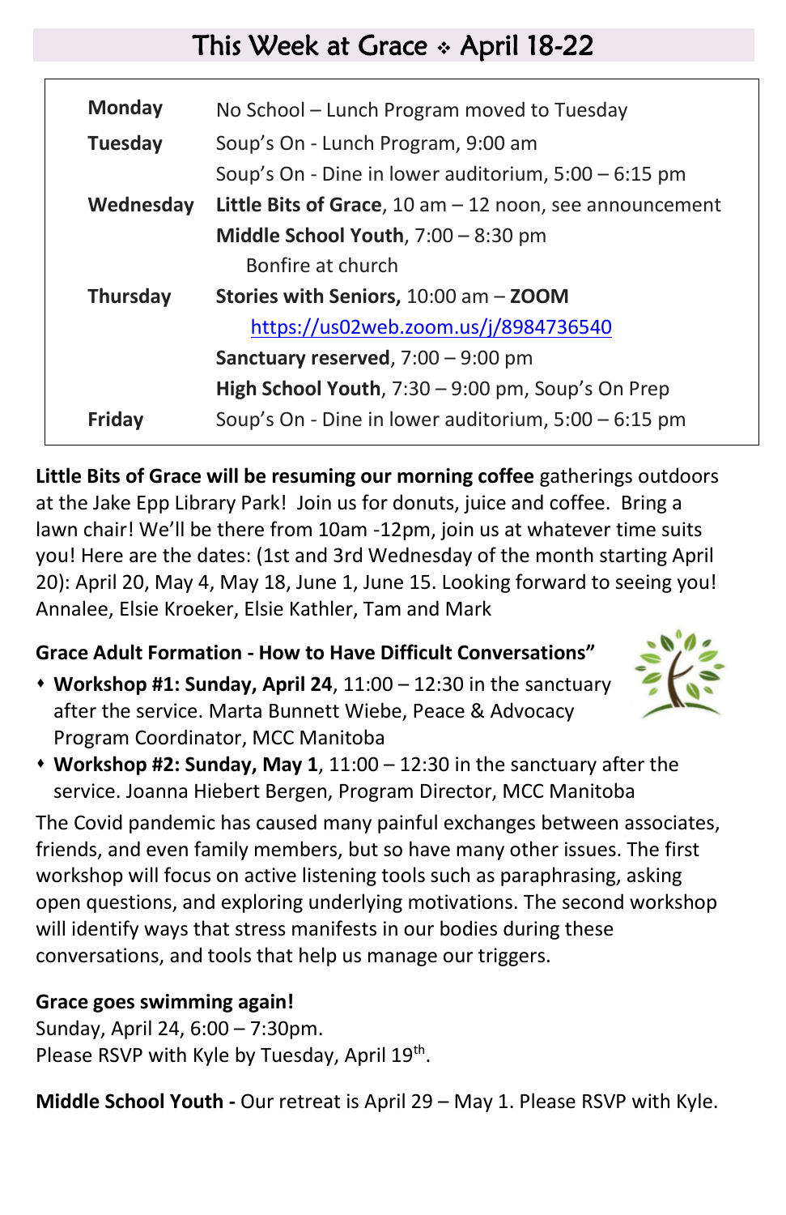# This Week at Grace ⟡ April 18-22

| | |
|---|---|
| **Monday** | No School – Lunch Program moved to Tuesday |
| **Tuesday** | Soup's On - Lunch Program, 9:00 am |
| | Soup's On - Dine in lower auditorium, 5:00 – 6:15 pm |
| **Wednesday** | **Little Bits of Grace**, 10 am – 12 noon, see announcement |
| | **Middle School Youth**, 7:00 – 8:30 pm |
| | Bonfire at church |
| **Thursday** | **Stories with Seniors,** 10:00 am – **ZOOM** |
| | https://us02web.zoom.us/j/8984736540 |
| | **Sanctuary reserved**, 7:00 – 9:00 pm |
| | **High School Youth**, 7:30 – 9:00 pm, Soup's On Prep |
| **Friday** | Soup's On - Dine in lower auditorium, 5:00 – 6:15 pm |

**Little Bits of Grace will be resuming our morning coffee** gatherings outdoors at the Jake Epp Library Park! Join us for donuts, juice and coffee. Bring a lawn chair! We'll be there from 10am -12pm, join us at whatever time suits you! Here are the dates: (1st and 3rd Wednesday of the month starting April 20): April 20, May 4, May 18, June 1, June 15. Looking forward to seeing you! Annalee, Elsie Kroeker, Elsie Kathler, Tam and Mark

**Grace Adult Formation - How to Have Difficult Conversations"**

- **Workshop #1: Sunday, April 24**, 11:00 – 12:30 in the sanctuary after the service. Marta Bunnett Wiebe, Peace & Advocacy Program Coordinator, MCC Manitoba
- **Workshop #2: Sunday, May 1**, 11:00 – 12:30 in the sanctuary after the service. Joanna Hiebert Bergen, Program Director, MCC Manitoba

The Covid pandemic has caused many painful exchanges between associates, friends, and even family members, but so have many other issues. The first workshop will focus on active listening tools such as paraphrasing, asking open questions, and exploring underlying motivations. The second workshop will identify ways that stress manifests in our bodies during these conversations, and tools that help us manage our triggers.

**Grace goes swimming again!**
Sunday, April 24, 6:00 – 7:30pm.
Please RSVP with Kyle by Tuesday, April 19th.

**Middle School Youth -** Our retreat is April 29 – May 1. Please RSVP with Kyle.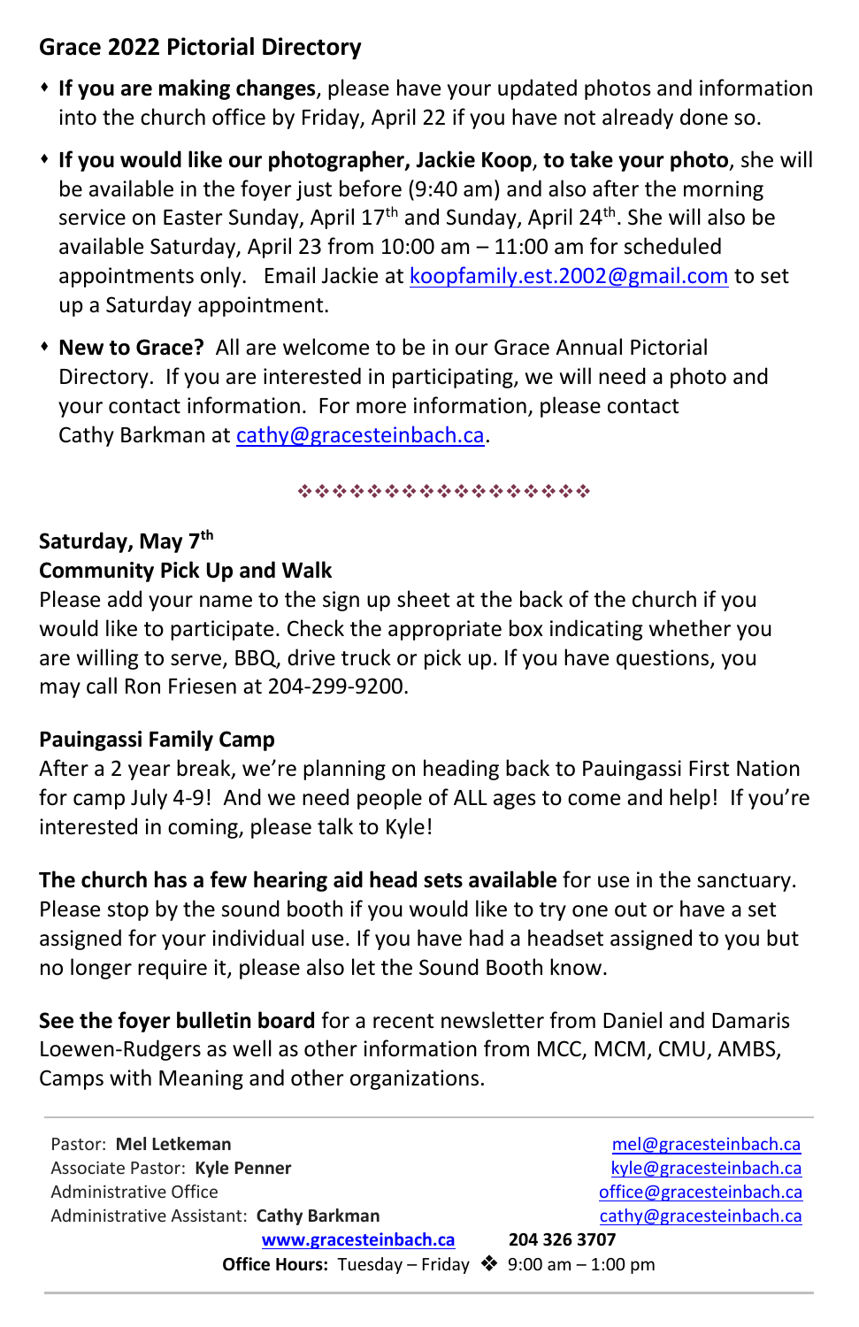## Grace 2022 Pictorial Directory

- **If you are making changes**, please have your updated photos and information into the church office by Friday, April 22 if you have not already done so.
- **If you would like our photographer, Jackie Koop, to take your photo**, she will be available in the foyer just before (9:40 am) and also after the morning service on Easter Sunday, April 17th and Sunday, April 24th. She will also be available Saturday, April 23 from 10:00 am – 11:00 am for scheduled appointments only. Email Jackie at koopfamily.est.2002@gmail.com to set up a Saturday appointment.
- **New to Grace?** All are welcome to be in our Grace Annual Pictorial Directory. If you are interested in participating, we will need a photo and your contact information. For more information, please contact Cathy Barkman at cathy@gracesteinbach.ca.

❖❖❖❖❖❖❖❖❖❖❖❖❖❖❖❖❖❖

**Saturday, May 7th**
**Community Pick Up and Walk**
Please add your name to the sign up sheet at the back of the church if you would like to participate. Check the appropriate box indicating whether you are willing to serve, BBQ, drive truck or pick up. If you have questions, you may call Ron Friesen at 204-299-9200.

**Pauingassi Family Camp**
After a 2 year break, we're planning on heading back to Pauingassi First Nation for camp July 4-9! And we need people of ALL ages to come and help! If you're interested in coming, please talk to Kyle!

**The church has a few hearing aid head sets available** for use in the sanctuary. Please stop by the sound booth if you would like to try one out or have a set assigned for your individual use. If you have had a headset assigned to you but no longer require it, please also let the Sound Booth know.

**See the foyer bulletin board** for a recent newsletter from Daniel and Damaris Loewen-Rudgers as well as other information from MCC, MCM, CMU, AMBS, Camps with Meaning and other organizations.

Pastor: **Mel Letkeman** mel@gracesteinbach.ca
Associate Pastor: **Kyle Penner** kyle@gracesteinbach.ca
Administrative Office office@gracesteinbach.ca
Administrative Assistant: **Cathy Barkman** cathy@gracesteinbach.ca
**www.gracesteinbach.ca** **204 326 3707**
**Office Hours:** Tuesday – Friday ❖ 9:00 am – 1:00 pm